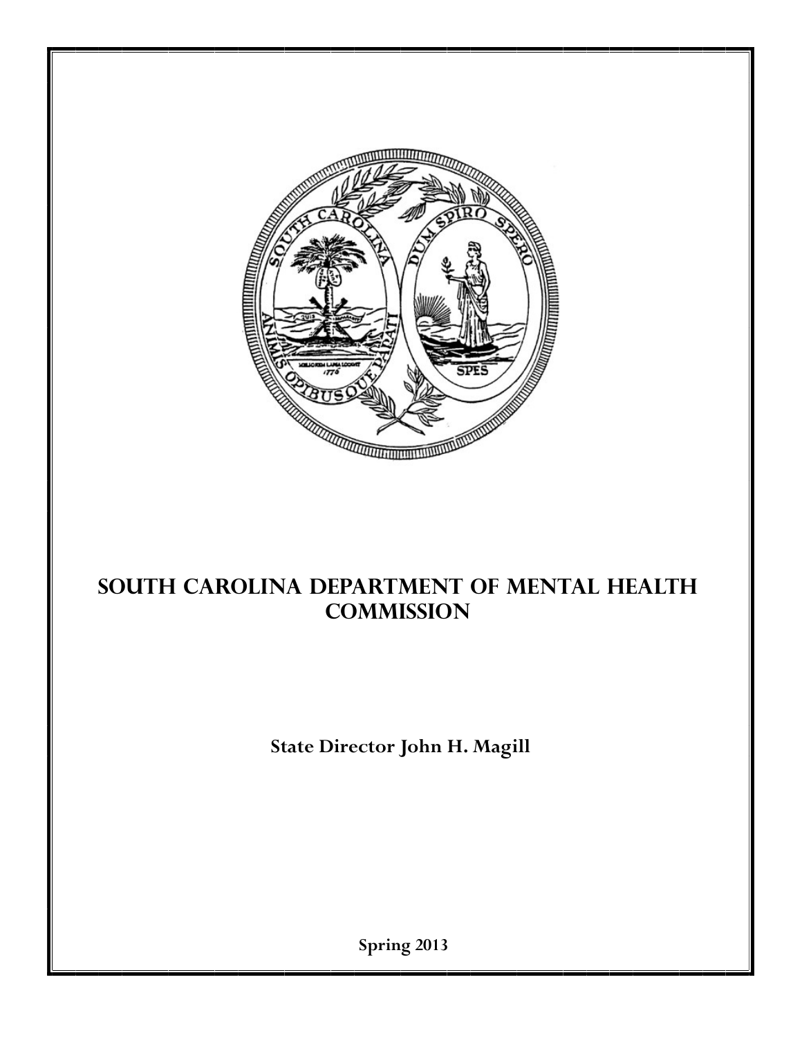# SOUTH CAROLINA DEPARTMENT OF MENTAL HEALTH COMMISSION

**State Director John H. Magill**

**Spring 2013**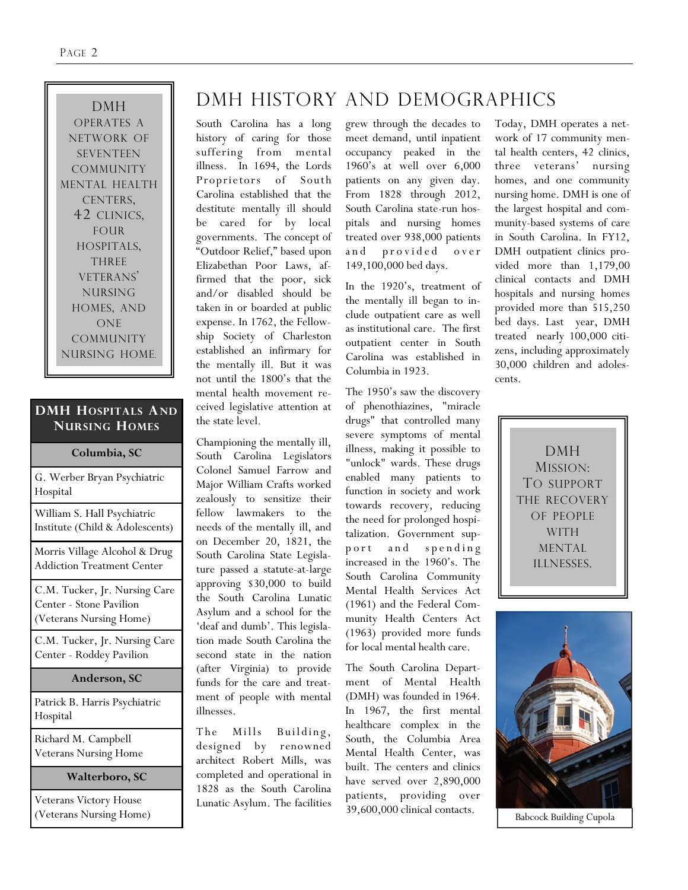DMH operates a network of seventeen community mental health centers, 42 clinics, four hospitals, three veterans' nursing homes, and one community nursing home.

| DMH Hospitals And Nursing Homes |
| --- |
| **Columbia, SC** |
| G. Werber Bryan Psychiatric Hospital |
| William S. Hall Psychiatric Institute (Child & Adolescents) |
| Morris Village Alcohol & Drug Addiction Treatment Center |
| C.M. Tucker, Jr. Nursing Care Center - Stone Pavilion (Veterans Nursing Home) |
| C.M. Tucker, Jr. Nursing Care Center - Roddey Pavilion |
| **Anderson, SC** |
| Patrick B. Harris Psychiatric Hospital |
| Richard M. Campbell Veterans Nursing Home |
| **Walterboro, SC** |
| Veterans Victory House (Veterans Nursing Home) |

# DMH History and Demographics

South Carolina has a long history of caring for those suffering from mental illness. In 1694, the Lords Proprietors of South Carolina established that the destitute mentally ill should be cared for by local governments. The concept of "Outdoor Relief," based upon Elizabethan Poor Laws, affirmed that the poor, sick and/or disabled should be taken in or boarded at public expense. In 1762, the Fellowship Society of Charleston established an infirmary for the mentally ill. But it was not until the 1800's that the mental health movement received legislative attention at the state level.

Championing the mentally ill, South Carolina Legislators Colonel Samuel Farrow and Major William Crafts worked zealously to sensitize their fellow lawmakers to the needs of the mentally ill, and on December 20, 1821, the South Carolina State Legislature passed a statute-at-large approving $30,000 to build the South Carolina Lunatic Asylum and a school for the 'deaf and dumb'. This legislation made South Carolina the second state in the nation (after Virginia) to provide funds for the care and treatment of people with mental illnesses.

The Mills Building, designed by renowned architect Robert Mills, was completed and operational in 1828 as the South Carolina Lunatic Asylum. The facilities grew through the decades to meet demand, until inpatient occupancy peaked in the 1960's at well over 6,000 patients on any given day. From 1828 through 2012, South Carolina state-run hospitals and nursing homes treated over 938,000 patients and provided over 149,100,000 bed days.

In the 1920's, treatment of the mentally ill began to include outpatient care as well as institutional care. The first outpatient center in South Carolina was established in Columbia in 1923.

The 1950's saw the discovery of phenothiazines, "miracle drugs" that controlled many severe symptoms of mental illness, making it possible to "unlock" wards. These drugs enabled many patients to function in society and work towards recovery, reducing the need for prolonged hospitalization. Government support and spending increased in the 1960's. The South Carolina Community Mental Health Services Act (1961) and the Federal Community Health Centers Act (1963) provided more funds for local mental health care.

The South Carolina Department of Mental Health (DMH) was founded in 1964. In 1967, the first mental healthcare complex in the South, the Columbia Area Mental Health Center, was built. The centers and clinics have served over 2,890,000 patients, providing over 39,600,000 clinical contacts.

Today, DMH operates a network of 17 community mental health centers, 42 clinics, three veterans' nursing homes, and one community nursing home. DMH is one of the largest hospital and community-based systems of care in South Carolina. In FY12, DMH outpatient clinics provided more than 1,179,00 clinical contacts and DMH hospitals and nursing homes provided more than 515,250 bed days. Last year, DMH treated nearly 100,000 citizens, including approximately 30,000 children and adolescents.

DMH Mission: To support the recovery of people with mental illnesses.

Babcock Building Cupola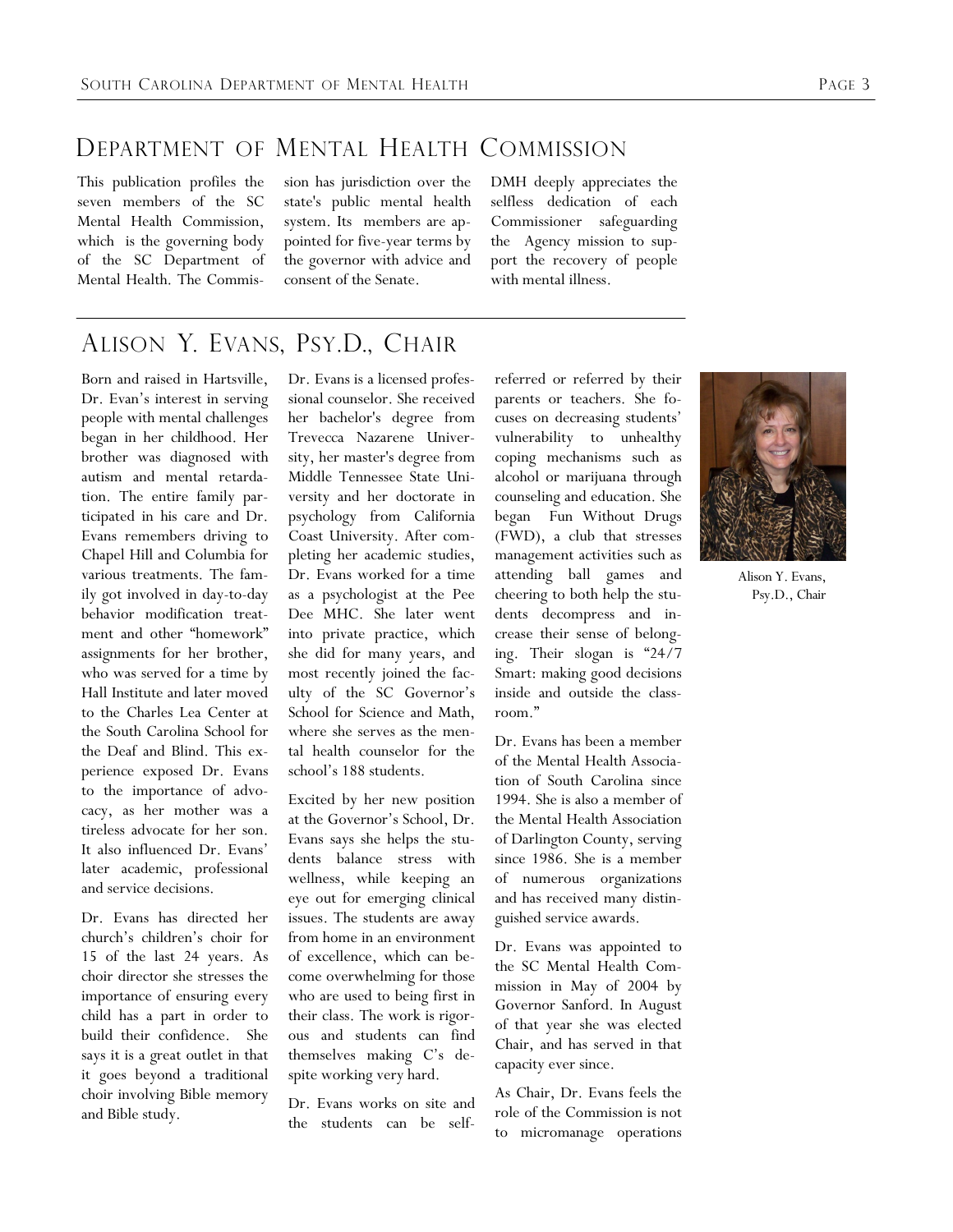# Department of Mental Health Commission

This publication profiles the seven members of the SC Mental Health Commission, which is the governing body of the SC Department of Mental Health. The Commission has jurisdiction over the state's public mental health system. Its members are appointed for five-year terms by the governor with advice and consent of the Senate.

DMH deeply appreciates the selfless dedication of each Commissioner safeguarding the Agency mission to support the recovery of people with mental illness.

## Alison Y. Evans, Psy.D., Chair

Born and raised in Hartsville, Dr. Evan's interest in serving people with mental challenges began in her childhood. Her brother was diagnosed with autism and mental retardation. The entire family participated in his care and Dr. Evans remembers driving to Chapel Hill and Columbia for various treatments. The family got involved in day-to-day behavior modification treatment and other "homework" assignments for her brother, who was served for a time by Hall Institute and later moved to the Charles Lea Center at the South Carolina School for the Deaf and Blind. This experience exposed Dr. Evans to the importance of advocacy, as her mother was a tireless advocate for her son. It also influenced Dr. Evans' later academic, professional and service decisions.

Dr. Evans has directed her church's children's choir for 15 of the last 24 years. As choir director she stresses the importance of ensuring every child has a part in order to build their confidence. She says it is a great outlet in that it goes beyond a traditional choir involving Bible memory and Bible study.

Dr. Evans is a licensed professional counselor. She received her bachelor's degree from Trevecca Nazarene University, her master's degree from Middle Tennessee State University and her doctorate in psychology from California Coast University. After completing her academic studies, Dr. Evans worked for a time as a psychologist at the Pee Dee MHC. She later went into private practice, which she did for many years, and most recently joined the faculty of the SC Governor's School for Science and Math, where she serves as the mental health counselor for the school's 188 students.

Excited by her new position at the Governor's School, Dr. Evans says she helps the students balance stress with wellness, while keeping an eye out for emerging clinical issues. The students are away from home in an environment of excellence, which can become overwhelming for those who are used to being first in their class. The work is rigorous and students can find themselves making C's despite working very hard.

Dr. Evans works on site and the students can be self-referred or referred by their parents or teachers. She focuses on decreasing students' vulnerability to unhealthy coping mechanisms such as alcohol or marijuana through counseling and education. She began Fun Without Drugs (FWD), a club that stresses management activities such as attending ball games and cheering to both help the students decompress and increase their sense of belonging. Their slogan is "24/7 Smart: making good decisions inside and outside the classroom."

Dr. Evans has been a member of the Mental Health Association of South Carolina since 1994. She is also a member of the Mental Health Association of Darlington County, serving since 1986. She is a member of numerous organizations and has received many distinguished service awards.

Dr. Evans was appointed to the SC Mental Health Commission in May of 2004 by Governor Sanford. In August of that year she was elected Chair, and has served in that capacity ever since.

As Chair, Dr. Evans feels the role of the Commission is not to micromanage operations

Alison Y. Evans, Psy.D., Chair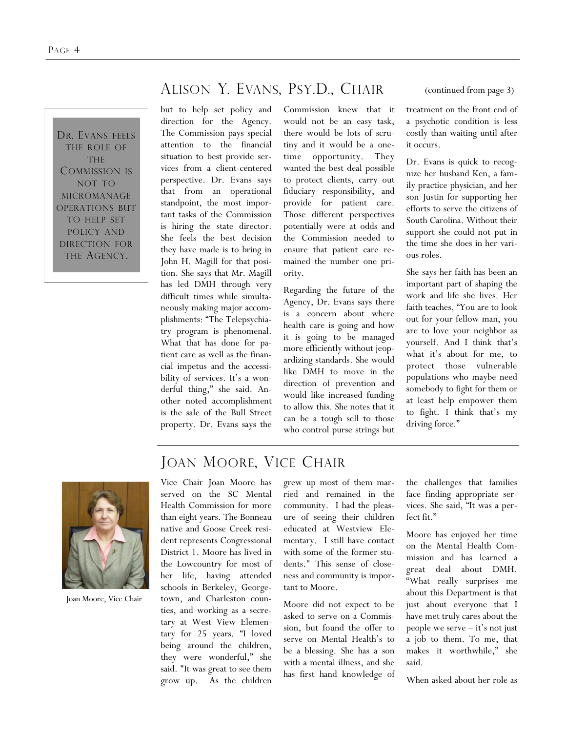## Alison Y. Evans, Psy.D., Chair

(continued from page 3)

> Dr. Evans feels the role of the Commission is not to micromanage operations but to help set policy and direction for the Agency.

but to help set policy and direction for the Agency. The Commission pays special attention to the financial situation to best provide services from a client-centered perspective. Dr. Evans says that from an operational standpoint, the most important tasks of the Commission is hiring the state director. She feels the best decision they have made is to bring in John H. Magill for that position. She says that Mr. Magill has led DMH through very difficult times while simultaneously making major accomplishments: "The Telepsychiatry program is phenomenal. What that has done for patient care as well as the financial impetus and the accessibility of services. It's a wonderful thing," she said. Another noted accomplishment is the sale of the Bull Street property. Dr. Evans says the Commission knew that it would not be an easy task, there would be lots of scrutiny and it would be a one-time opportunity. They wanted the best deal possible to protect clients, carry out fiduciary responsibility, and provide for patient care. Those different perspectives potentially were at odds and the Commission needed to ensure that patient care remained the number one priority.

Regarding the future of the Agency, Dr. Evans says there is a concern about where health care is going and how it is going to be managed more efficiently without jeopardizing standards. She would like DMH to move in the direction of prevention and would like increased funding to allow this. She notes that it can be a tough sell to those who control purse strings but treatment on the front end of a psychotic condition is less costly than waiting until after it occurs.

Dr. Evans is quick to recognize her husband Ken, a family practice physician, and her son Justin for supporting her efforts to serve the citizens of South Carolina. Without their support she could not put in the time she does in her various roles.

She says her faith has been an important part of shaping the work and life she lives. Her faith teaches, "You are to look out for your fellow man, you are to love your neighbor as yourself. And I think that's what it's about for me, to protect those vulnerable populations who maybe need somebody to fight for them or at least help empower them to fight. I think that's my driving force."

## Joan Moore, Vice Chair

Joan Moore, Vice Chair

Vice Chair Joan Moore has served on the SC Mental Health Commission for more than eight years. The Bonneau native and Goose Creek resident represents Congressional District 1. Moore has lived in the Lowcountry for most of her life, having attended schools in Berkeley, Georgetown, and Charleston counties, and working as a secretary at West View Elementary for 25 years. "I loved being around the children, they were wonderful," she said. "It was great to see them grow up. As the children grew up most of them married and remained in the community. I had the pleasure of seeing their children educated at Westview Elementary. I still have contact with some of the former students." This sense of closeness and community is important to Moore.

Moore did not expect to be asked to serve on a Commission, but found the offer to serve on Mental Health's to be a blessing. She has a son with a mental illness, and she has first hand knowledge of the challenges that families face finding appropriate services. She said, "It was a perfect fit."

Moore has enjoyed her time on the Mental Health Commission and has learned a great deal about DMH. "What really surprises me about this Department is that just about everyone that I have met truly cares about the people we serve – it's not just a job to them. To me, that makes it worthwhile," she said.

When asked about her role as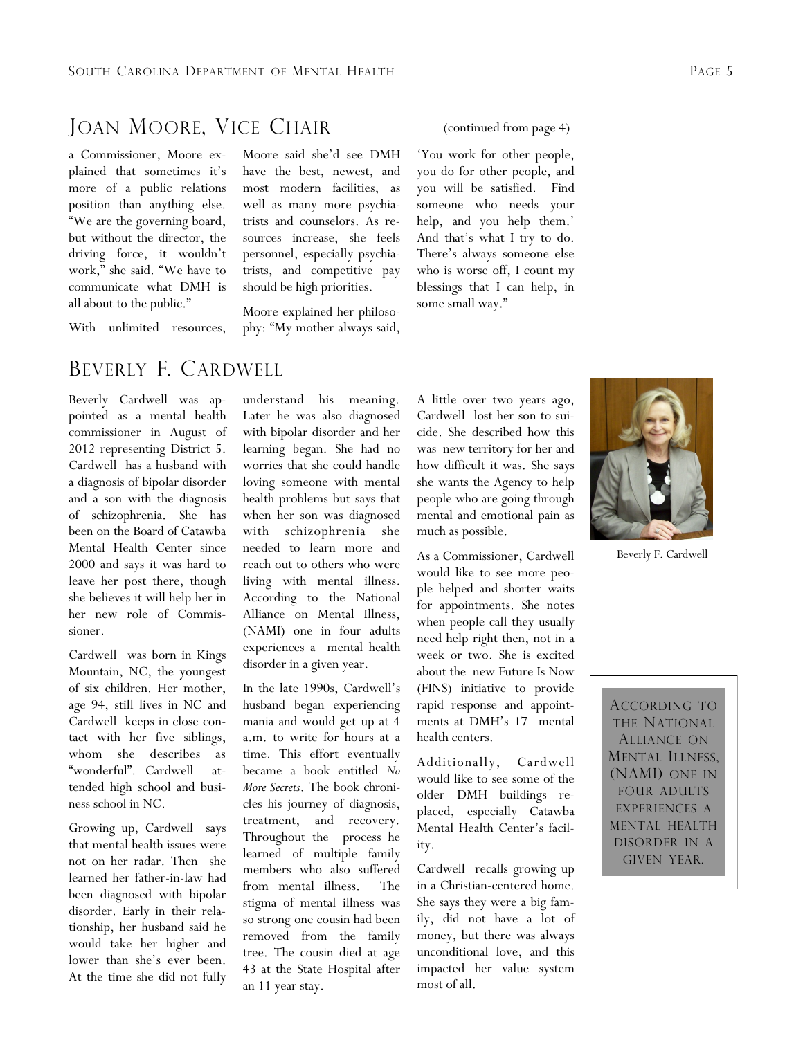## Joan Moore, Vice Chair

(continued from page 4)

a Commissioner, Moore explained that sometimes it's more of a public relations position than anything else. "We are the governing board, but without the director, the driving force, it wouldn't work," she said. "We have to communicate what DMH is all about to the public."

With unlimited resources, Moore said she'd see DMH have the best, newest, and most modern facilities, as well as many more psychiatrists and counselors. As resources increase, she feels personnel, especially psychiatrists, and competitive pay should be high priorities.

Moore explained her philosophy: "My mother always said, 'You work for other people, you do for other people, and you will be satisfied. Find someone who needs your help, and you help them.' And that's what I try to do. There's always someone else who is worse off, I count my blessings that I can help, in some small way."

## Beverly F. Cardwell

Beverly Cardwell was appointed as a mental health commissioner in August of 2012 representing District 5. Cardwell has a husband with a diagnosis of bipolar disorder and a son with the diagnosis of schizophrenia. She has been on the Board of Catawba Mental Health Center since 2000 and says it was hard to leave her post there, though she believes it will help her in her new role of Commissioner.

Cardwell was born in Kings Mountain, NC, the youngest of six children. Her mother, age 94, still lives in NC and Cardwell keeps in close contact with her five siblings, whom she describes as "wonderful". Cardwell attended high school and business school in NC.

Growing up, Cardwell says that mental health issues were not on her radar. Then she learned her father-in-law had been diagnosed with bipolar disorder. Early in their relationship, her husband said he would take her higher and lower than she's ever been. At the time she did not fully understand his meaning. Later he was also diagnosed with bipolar disorder and her learning began. She had no worries that she could handle loving someone with mental health problems but says that when her son was diagnosed with schizophrenia she needed to learn more and reach out to others who were living with mental illness. According to the National Alliance on Mental Illness, (NAMI) one in four adults experiences a mental health disorder in a given year.

In the late 1990s, Cardwell's husband began experiencing mania and would get up at 4 a.m. to write for hours at a time. This effort eventually became a book entitled *No More Secrets*. The book chronicles his journey of diagnosis, treatment, and recovery. Throughout the process he learned of multiple family members who also suffered from mental illness. The stigma of mental illness was so strong one cousin had been removed from the family tree. The cousin died at age 43 at the State Hospital after an 11 year stay.

A little over two years ago, Cardwell lost her son to suicide. She described how this was new territory for her and how difficult it was. She says she wants the Agency to help people who are going through mental and emotional pain as much as possible.

As a Commissioner, Cardwell would like to see more people helped and shorter waits for appointments. She notes when people call they usually need help right then, not in a week or two. She is excited about the new Future Is Now (FINS) initiative to provide rapid response and appointments at DMH's 17 mental health centers.

Additionally, Cardwell would like to see some of the older DMH buildings replaced, especially Catawba Mental Health Center's facility.

Cardwell recalls growing up in a Christian-centered home. She says they were a big family, did not have a lot of money, but there was always unconditional love, and this impacted her value system most of all.

Beverly F. Cardwell

According to the National Alliance on Mental Illness, (NAMI) one in four adults experiences a mental health disorder in a given year.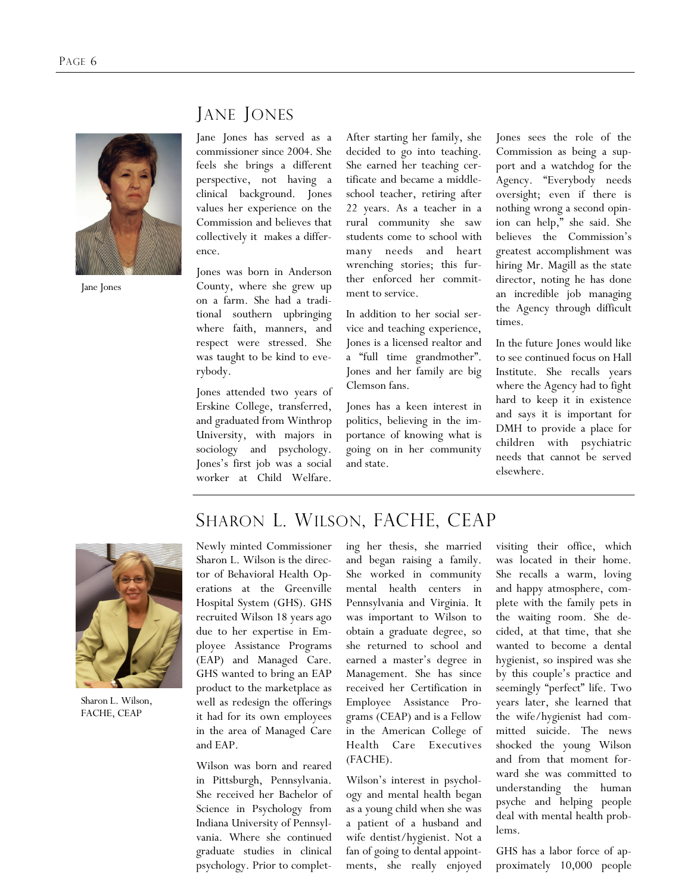## Jane Jones

Jane Jones

Jane Jones has served as a commissioner since 2004. She feels she brings a different perspective, not having a clinical background. Jones values her experience on the Commission and believes that collectively it makes a difference.

Jones was born in Anderson County, where she grew up on a farm. She had a traditional southern upbringing where faith, manners, and respect were stressed. She was taught to be kind to everybody.

Jones attended two years of Erskine College, transferred, and graduated from Winthrop University, with majors in sociology and psychology. Jones's first job was a social worker at Child Welfare. After starting her family, she decided to go into teaching. She earned her teaching certificate and became a middle-school teacher, retiring after 22 years. As a teacher in a rural community she saw students come to school with many needs and heart wrenching stories; this further enforced her commitment to service.

In addition to her social service and teaching experience, Jones is a licensed realtor and a "full time grandmother". Jones and her family are big Clemson fans.

Jones has a keen interest in politics, believing in the importance of knowing what is going on in her community and state.

Jones sees the role of the Commission as being a support and a watchdog for the Agency. "Everybody needs oversight; even if there is nothing wrong a second opinion can help," she said. She believes the Commission's greatest accomplishment was hiring Mr. Magill as the state director, noting he has done an incredible job managing the Agency through difficult times.

In the future Jones would like to see continued focus on Hall Institute. She recalls years where the Agency had to fight hard to keep it in existence and says it is important for DMH to provide a place for children with psychiatric needs that cannot be served elsewhere.

## Sharon L. Wilson, FACHE, CEAP

Sharon L. Wilson, FACHE, CEAP

Newly minted Commissioner Sharon L. Wilson is the director of Behavioral Health Operations at the Greenville Hospital System (GHS). GHS recruited Wilson 18 years ago due to her expertise in Employee Assistance Programs (EAP) and Managed Care. GHS wanted to bring an EAP product to the marketplace as well as redesign the offerings it had for its own employees in the area of Managed Care and EAP.

Wilson was born and reared in Pittsburgh, Pennsylvania. She received her Bachelor of Science in Psychology from Indiana University of Pennsylvania. Where she continued graduate studies in clinical psychology. Prior to completing her thesis, she married and began raising a family. She worked in community mental health centers in Pennsylvania and Virginia. It was important to Wilson to obtain a graduate degree, so she returned to school and earned a master's degree in Management. She has since received her Certification in Employee Assistance Programs (CEAP) and is a Fellow in the American College of Health Care Executives (FACHE).

Wilson's interest in psychology and mental health began as a young child when she was a patient of a husband and wife dentist/hygienist. Not a fan of going to dental appointments, she really enjoyed visiting their office, which was located in their home. She recalls a warm, loving and happy atmosphere, complete with the family pets in the waiting room. She decided, at that time, that she wanted to become a dental hygienist, so inspired was she by this couple's practice and seemingly "perfect" life. Two years later, she learned that the wife/hygienist had committed suicide. The news shocked the young Wilson and from that moment forward she was committed to understanding the human psyche and helping people deal with mental health problems.

GHS has a labor force of approximately 10,000 people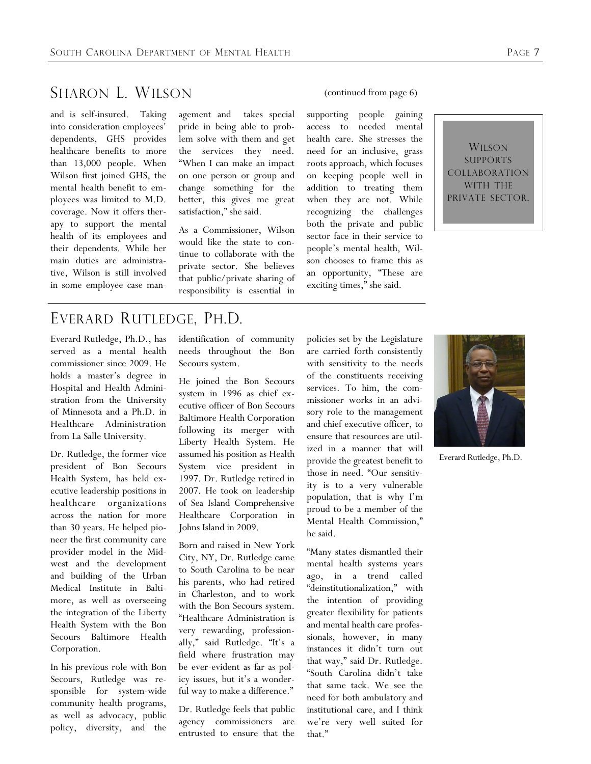## Sharon L. Wilson

(continued from page 6)

and is self-insured. Taking into consideration employees' dependents, GHS provides healthcare benefits to more than 13,000 people. When Wilson first joined GHS, the mental health benefit to employees was limited to M.D. coverage. Now it offers therapy to support the mental health of its employees and their dependents. While her main duties are administrative, Wilson is still involved in some employee case management and takes special pride in being able to problem solve with them and get the services they need. "When I can make an impact on one person or group and change something for the better, this gives me great satisfaction," she said.

As a Commissioner, Wilson would like the state to continue to collaborate with the private sector. She believes that public/private sharing of responsibility is essential in supporting people gaining access to needed mental health care. She stresses the need for an inclusive, grass roots approach, which focuses on keeping people well in addition to treating them when they are not. While recognizing the challenges both the private and public sector face in their service to people's mental health, Wilson chooses to frame this as an opportunity, "These are exciting times," she said.

> Wilson supports collaboration with the private sector.

## Everard Rutledge, Ph.D.

Everard Rutledge, Ph.D., has served as a mental health commissioner since 2009. He holds a master's degree in Hospital and Health Administration from the University of Minnesota and a Ph.D. in Healthcare Administration from La Salle University.

Dr. Rutledge, the former vice president of Bon Secours Health System, has held executive leadership positions in healthcare organizations across the nation for more than 30 years. He helped pioneer the first community care provider model in the Midwest and the development and building of the Urban Medical Institute in Baltimore, as well as overseeing the integration of the Liberty Health System with the Bon Secours Baltimore Health Corporation.

In his previous role with Bon Secours, Rutledge was responsible for system-wide community health programs, as well as advocacy, public policy, diversity, and the identification of community needs throughout the Bon Secours system.

He joined the Bon Secours system in 1996 as chief executive officer of Bon Secours Baltimore Health Corporation following its merger with Liberty Health System. He assumed his position as Health System vice president in 1997. Dr. Rutledge retired in 2007. He took on leadership of Sea Island Comprehensive Healthcare Corporation in Johns Island in 2009.

Born and raised in New York City, NY, Dr. Rutledge came to South Carolina to be near his parents, who had retired in Charleston, and to work with the Bon Secours system. "Healthcare Administration is very rewarding, professionally," said Rutledge. "It's a field where frustration may be ever-evident as far as policy issues, but it's a wonderful way to make a difference."

Dr. Rutledge feels that public agency commissioners are entrusted to ensure that the policies set by the Legislature are carried forth consistently with sensitivity to the needs of the constituents receiving services. To him, the commissioner works in an advisory role to the management and chief executive officer, to ensure that resources are utilized in a manner that will provide the greatest benefit to those in need. "Our sensitivity is to a very vulnerable population, that is why I'm proud to be a member of the Mental Health Commission," he said.

"Many states dismantled their mental health systems years ago, in a trend called "deinstitutionalization," with the intention of providing greater flexibility for patients and mental health care professionals, however, in many instances it didn't turn out that way," said Dr. Rutledge. "South Carolina didn't take that same tack. We see the need for both ambulatory and institutional care, and I think we're very well suited for that."

Everard Rutledge, Ph.D.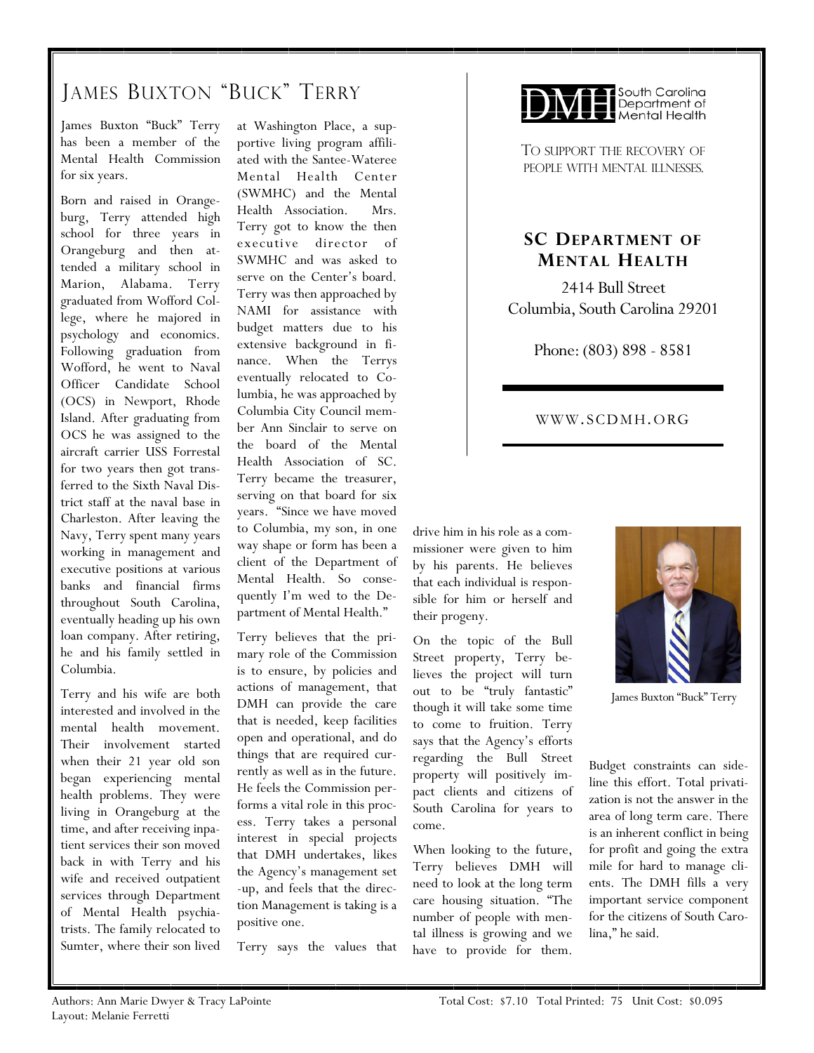# James Buxton "Buck" Terry

James Buxton "Buck" Terry has been a member of the Mental Health Commission for six years.

Born and raised in Orangeburg, Terry attended high school for three years in Orangeburg and then attended a military school in Marion, Alabama. Terry graduated from Wofford College, where he majored in psychology and economics. Following graduation from Wofford, he went to Naval Officer Candidate School (OCS) in Newport, Rhode Island. After graduating from OCS he was assigned to the aircraft carrier USS Forrestal for two years then got transferred to the Sixth Naval District staff at the naval base in Charleston. After leaving the Navy, Terry spent many years working in management and executive positions at various banks and financial firms throughout South Carolina, eventually heading up his own loan company. After retiring, he and his family settled in Columbia.

Terry and his wife are both interested and involved in the mental health movement. Their involvement started when their 21 year old son began experiencing mental health problems. They were living in Orangeburg at the time, and after receiving inpatient services their son moved back in with Terry and his wife and received outpatient services through Department of Mental Health psychiatrists. The family relocated to Sumter, where their son lived at Washington Place, a supportive living program affiliated with the Santee-Wateree Mental Health Center (SWMHC) and the Mental Health Association. Mrs. Terry got to know the then executive director of SWMHC and was asked to serve on the Center's board. Terry was then approached by NAMI for assistance with budget matters due to his extensive background in finance. When the Terrys eventually relocated to Columbia, he was approached by Columbia City Council member Ann Sinclair to serve on the board of the Mental Health Association of SC. Terry became the treasurer, serving on that board for six years. "Since we have moved to Columbia, my son, in one way shape or form has been a client of the Department of Mental Health. So consequently I'm wed to the Department of Mental Health."

Terry believes that the primary role of the Commission is to ensure, by policies and actions of management, that DMH can provide the care that is needed, keep facilities open and operational, and do things that are required currently as well as in the future. He feels the Commission performs a vital role in this process. Terry takes a personal interest in special projects that DMH undertakes, likes the Agency's management set-up, and feels that the direction Management is taking is a positive one.

Terry says the values that drive him in his role as a commissioner were given to him by his parents. He believes that each individual is responsible for him or herself and their progeny.

On the topic of the Bull Street property, Terry believes the project will turn out to be "truly fantastic" though it will take some time to come to fruition. Terry says that the Agency's efforts regarding the Bull Street property will positively impact clients and citizens of South Carolina for years to come.

When looking to the future, Terry believes DMH will need to look at the long term care housing situation. "The number of people with mental illness is growing and we have to provide for them. Budget constraints can sideline this effort. Total privatization is not the answer in the area of long term care. There is an inherent conflict in being for profit and going the extra mile for hard to manage clients. The DMH fills a very important service component for the citizens of South Carolina," he said.

James Buxton "Buck" Terry

DMH South Carolina Department of Mental Health

To support the recovery of people with mental illnesses.

## SC Department of Mental Health

2414 Bull Street
Columbia, South Carolina 29201

Phone: (803) 898 - 8581

WWW.SCDMH.ORG

Authors: Ann Marie Dwyer & Tracy LaPointe
Layout: Melanie Ferretti

Total Cost: $7.10 Total Printed: 75 Unit Cost: $0.095